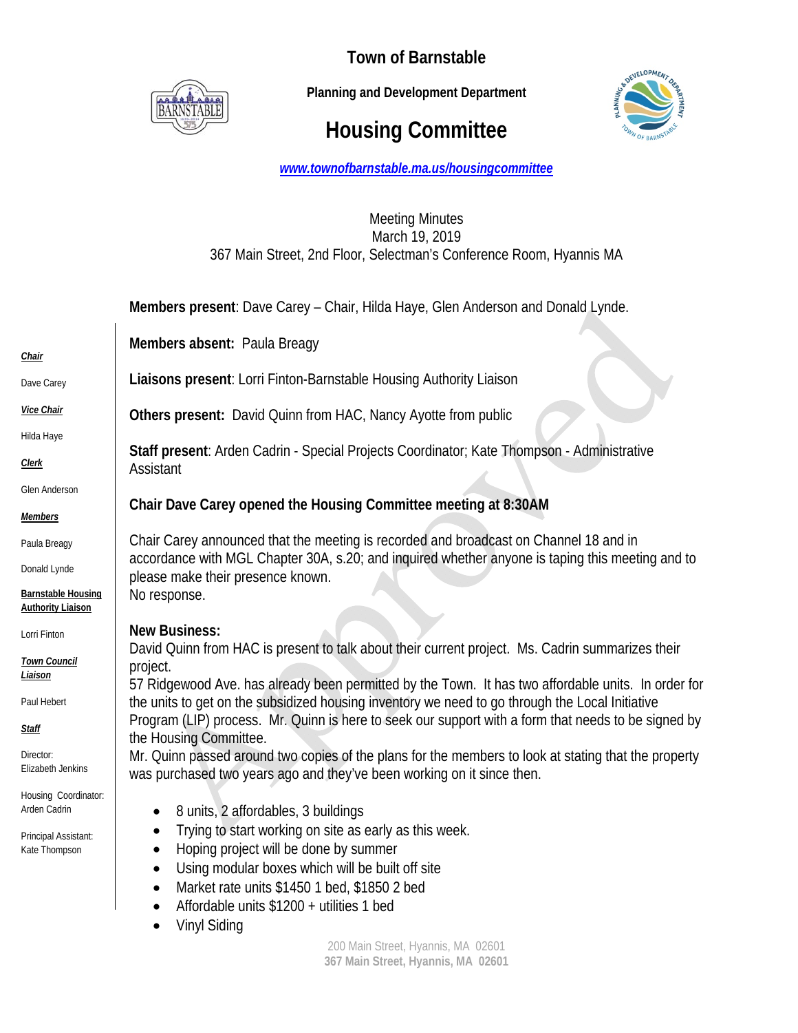# Town of Barnstable

**Planning and Development Department**

# Housing Committee

*www.townofbarnstable.ma.us/housingcommittee*

Meeting Minutes
March 19, 2019
367 Main Street, 2nd Floor, Selectman's Conference Room, Hyannis MA

**Chair**
Dave Carey

**Vice Chair**
Hilda Haye

**Clerk**
Glen Anderson

**Members**
Paula Breagy
Donald Lynde

**Barnstable Housing Authority Liaison**
Lorri Finton

**Town Council Liaison**
Paul Hebert

**Staff**
Director: Elizabeth Jenkins
Housing Coordinator: Arden Cadrin
Principal Assistant: Kate Thompson

**Members present**: Dave Carey – Chair, Hilda Haye, Glen Anderson and Donald Lynde.

**Members absent:** Paula Breagy

**Liaisons present**: Lorri Finton-Barnstable Housing Authority Liaison

**Others present:** David Quinn from HAC, Nancy Ayotte from public

**Staff present**: Arden Cadrin - Special Projects Coordinator; Kate Thompson - Administrative Assistant

**Chair Dave Carey opened the Housing Committee meeting at 8:30AM**

Chair Carey announced that the meeting is recorded and broadcast on Channel 18 and in accordance with MGL Chapter 30A, s.20; and inquired whether anyone is taping this meeting and to please make their presence known.
No response.

**New Business:**
David Quinn from HAC is present to talk about their current project. Ms. Cadrin summarizes their project.
57 Ridgewood Ave. has already been permitted by the Town. It has two affordable units. In order for the units to get on the subsidized housing inventory we need to go through the Local Initiative Program (LIP) process. Mr. Quinn is here to seek our support with a form that needs to be signed by the Housing Committee.
Mr. Quinn passed around two copies of the plans for the members to look at stating that the property was purchased two years ago and they've been working on it since then.

- 8 units, 2 affordables, 3 buildings
- Trying to start working on site as early as this week.
- Hoping project will be done by summer
- Using modular boxes which will be built off site
- Market rate units $1450 1 bed, $1850 2 bed
- Affordable units $1200 + utilities 1 bed
- Vinyl Siding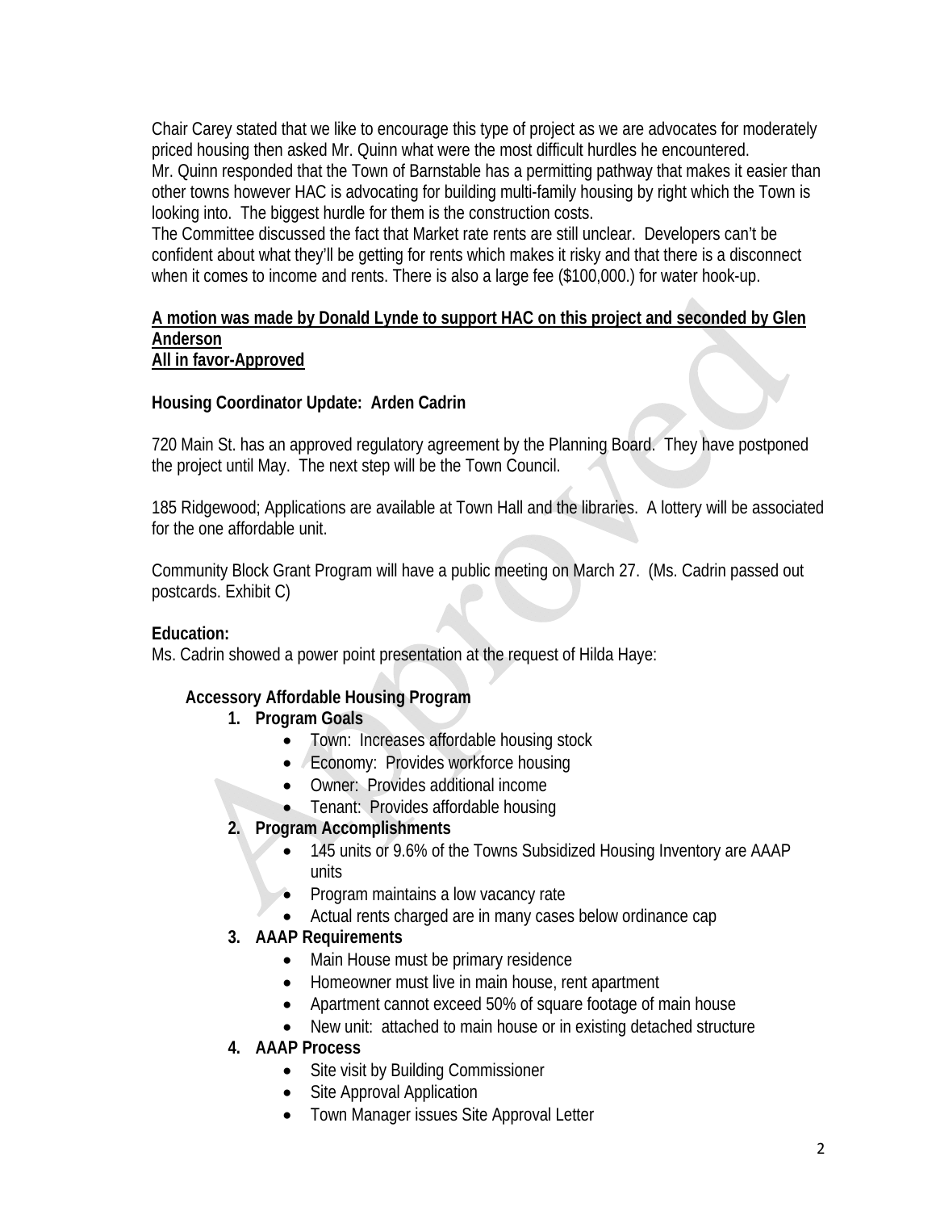Chair Carey stated that we like to encourage this type of project as we are advocates for moderately priced housing then asked Mr. Quinn what were the most difficult hurdles he encountered.
Mr. Quinn responded that the Town of Barnstable has a permitting pathway that makes it easier than other towns however HAC is advocating for building multi-family housing by right which the Town is looking into. The biggest hurdle for them is the construction costs.
The Committee discussed the fact that Market rate rents are still unclear. Developers can't be confident about what they'll be getting for rents which makes it risky and that there is a disconnect when it comes to income and rents. There is also a large fee ($100,000.) for water hook-up.

**A motion was made by Donald Lynde to support HAC on this project and seconded by Glen Anderson**
**All in favor-Approved**

**Housing Coordinator Update: Arden Cadrin**

720 Main St. has an approved regulatory agreement by the Planning Board. They have postponed the project until May. The next step will be the Town Council.

185 Ridgewood; Applications are available at Town Hall and the libraries. A lottery will be associated for the one affordable unit.

Community Block Grant Program will have a public meeting on March 27. (Ms. Cadrin passed out postcards. Exhibit C)

**Education:**
Ms. Cadrin showed a power point presentation at the request of Hilda Haye:

**Accessory Affordable Housing Program**

1. **Program Goals**
   - Town: Increases affordable housing stock
   - Economy: Provides workforce housing
   - Owner: Provides additional income
   - Tenant: Provides affordable housing
2. **Program Accomplishments**
   - 145 units or 9.6% of the Towns Subsidized Housing Inventory are AAAP units
   - Program maintains a low vacancy rate
   - Actual rents charged are in many cases below ordinance cap
3. **AAAP Requirements**
   - Main House must be primary residence
   - Homeowner must live in main house, rent apartment
   - Apartment cannot exceed 50% of square footage of main house
   - New unit: attached to main house or in existing detached structure
4. **AAAP Process**
   - Site visit by Building Commissioner
   - Site Approval Application
   - Town Manager issues Site Approval Letter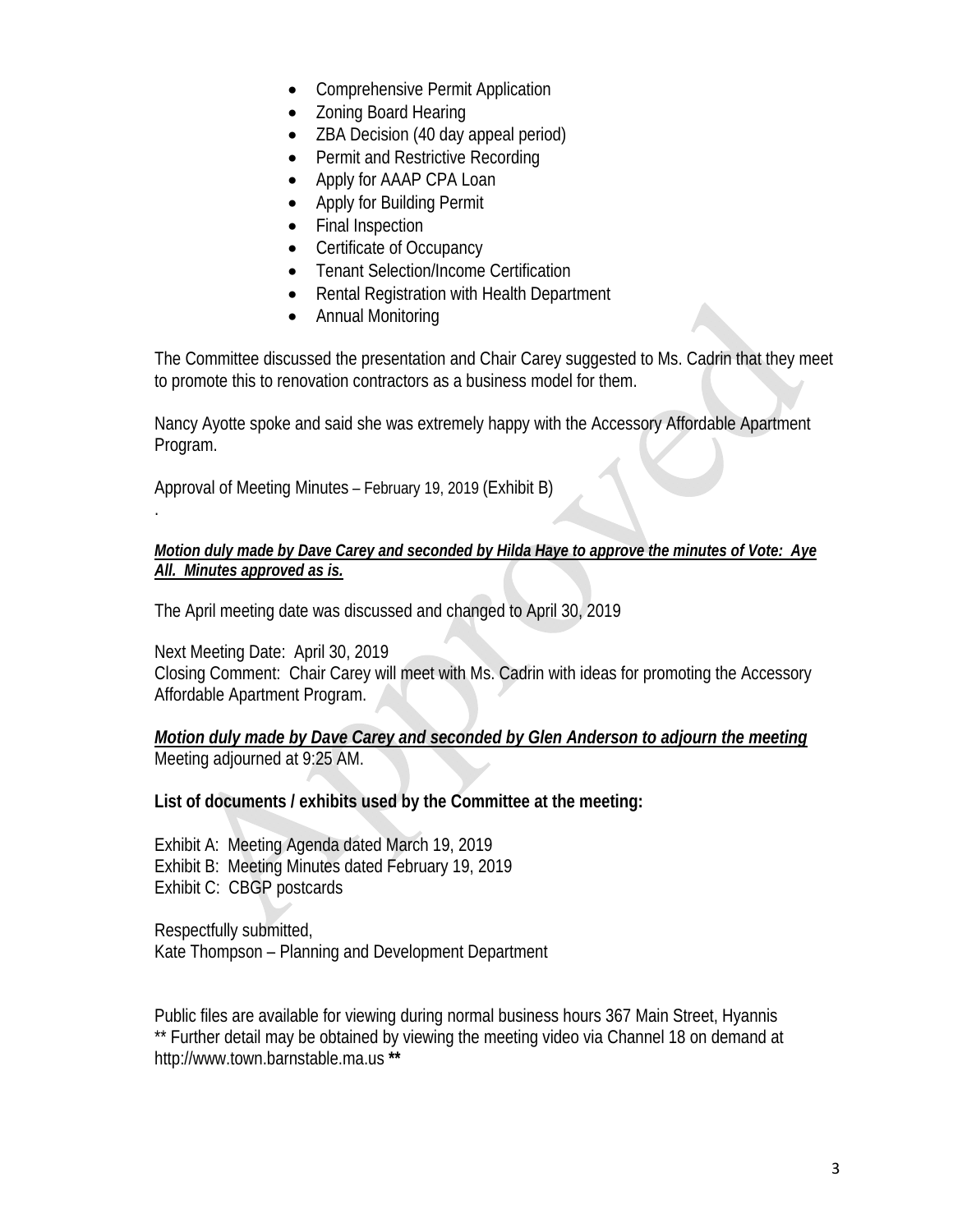- Comprehensive Permit Application
- Zoning Board Hearing
- ZBA Decision (40 day appeal period)
- Permit and Restrictive Recording
- Apply for AAAP CPA Loan
- Apply for Building Permit
- Final Inspection
- Certificate of Occupancy
- Tenant Selection/Income Certification
- Rental Registration with Health Department
- Annual Monitoring

The Committee discussed the presentation and Chair Carey suggested to Ms. Cadrin that they meet to promote this to renovation contractors as a business model for them.

Nancy Ayotte spoke and said she was extremely happy with the Accessory Affordable Apartment Program.

Approval of Meeting Minutes – February 19, 2019 (Exhibit B)

.

***Motion duly made by Dave Carey and seconded by Hilda Haye to approve the minutes of Vote: Aye All. Minutes approved as is.***

The April meeting date was discussed and changed to April 30, 2019

Next Meeting Date: April 30, 2019
Closing Comment: Chair Carey will meet with Ms. Cadrin with ideas for promoting the Accessory Affordable Apartment Program.

***Motion duly made by Dave Carey and seconded by Glen Anderson to adjourn the meeting***
Meeting adjourned at 9:25 AM.

**List of documents / exhibits used by the Committee at the meeting:**

Exhibit A: Meeting Agenda dated March 19, 2019
Exhibit B: Meeting Minutes dated February 19, 2019
Exhibit C: CBGP postcards

Respectfully submitted,
Kate Thompson – Planning and Development Department

Public files are available for viewing during normal business hours 367 Main Street, Hyannis
** Further detail may be obtained by viewing the meeting video via Channel 18 on demand at http://www.town.barnstable.ma.us **